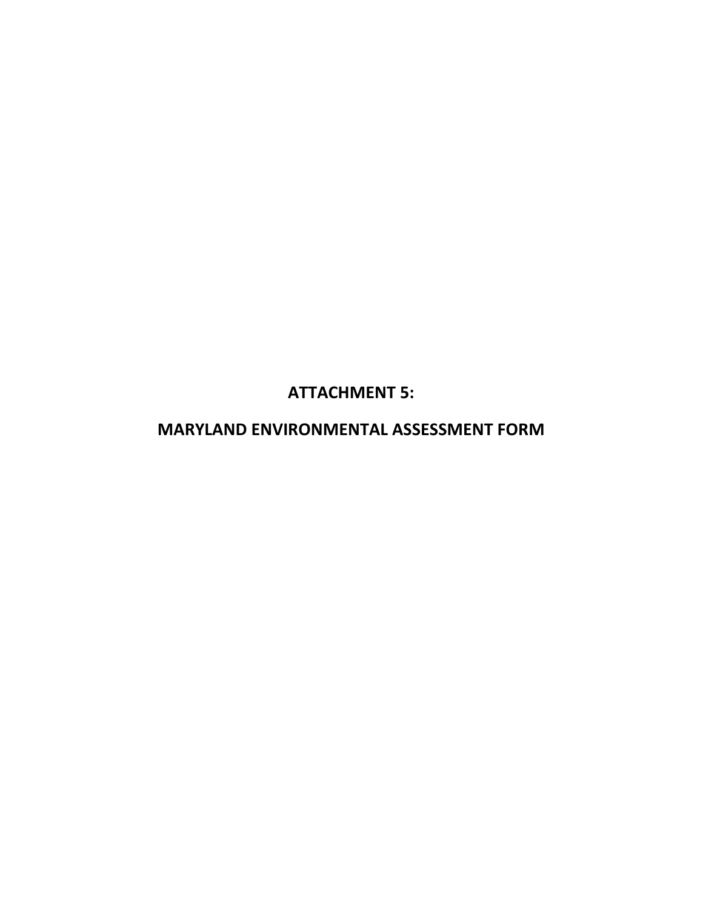# ATTACHMENT 5:

# MARYLAND ENVIRONMENTAL ASSESSMENT FORM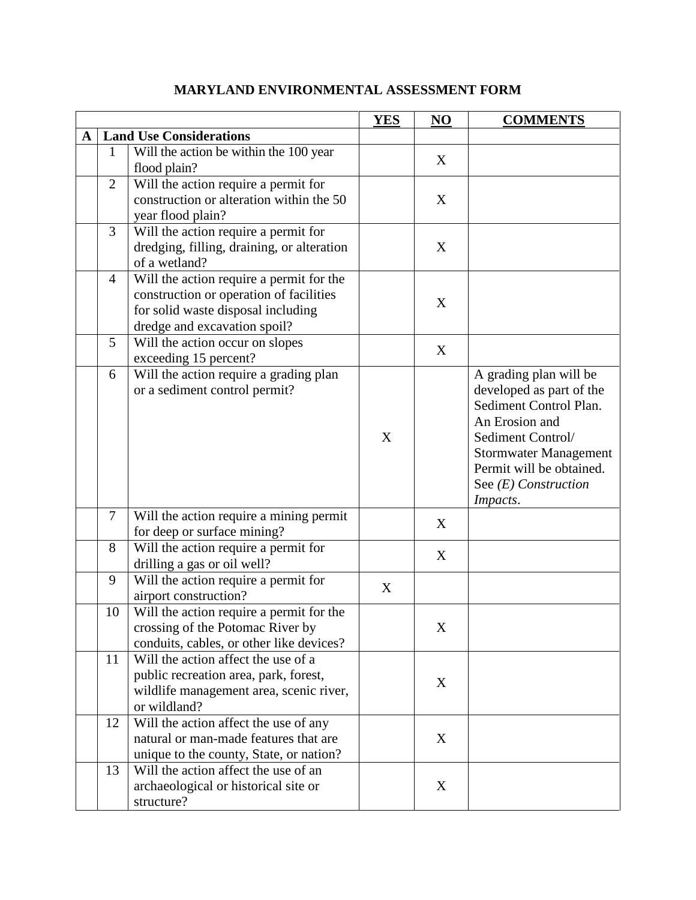# MARYLAND ENVIRONMENTAL ASSESSMENT FORM

| | | | YES | NO | COMMENTS |
|---|---|---|---|---|---|
| **A** | **Land Use Considerations** | | | | |
| | 1 | Will the action be within the 100 year flood plain? | | X | |
| | 2 | Will the action require a permit for construction or alteration within the 50 year flood plain? | | X | |
| | 3 | Will the action require a permit for dredging, filling, draining, or alteration of a wetland? | | X | |
| | 4 | Will the action require a permit for the construction or operation of facilities for solid waste disposal including dredge and excavation spoil? | | X | |
| | 5 | Will the action occur on slopes exceeding 15 percent? | | X | |
| | 6 | Will the action require a grading plan or a sediment control permit? | X | | A grading plan will be developed as part of the Sediment Control Plan. An Erosion and Sediment Control/ Stormwater Management Permit will be obtained. See *(E) Construction Impacts*. |
| | 7 | Will the action require a mining permit for deep or surface mining? | | X | |
| | 8 | Will the action require a permit for drilling a gas or oil well? | | X | |
| | 9 | Will the action require a permit for airport construction? | X | | |
| | 10 | Will the action require a permit for the crossing of the Potomac River by conduits, cables, or other like devices? | | X | |
| | 11 | Will the action affect the use of a public recreation area, park, forest, wildlife management area, scenic river, or wildland? | | X | |
| | 12 | Will the action affect the use of any natural or man-made features that are unique to the county, State, or nation? | | X | |
| | 13 | Will the action affect the use of an archaeological or historical site or structure? | | X | |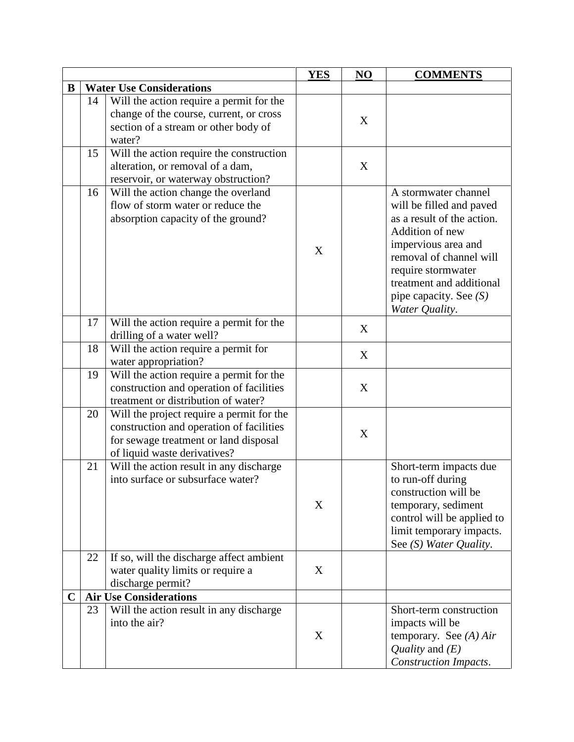| | | | YES | NO | COMMENTS |
|---|---|---|---|---|---|
| **B** | **Water Use Considerations** | | | | |
| | 14 | Will the action require a permit for the change of the course, current, or cross section of a stream or other body of water? | | X | |
| | 15 | Will the action require the construction alteration, or removal of a dam, reservoir, or waterway obstruction? | | X | |
| | 16 | Will the action change the overland flow of storm water or reduce the absorption capacity of the ground? | X | | A stormwater channel will be filled and paved as a result of the action. Addition of new impervious area and removal of channel will require stormwater treatment and additional pipe capacity. See *(S) Water Quality*. |
| | 17 | Will the action require a permit for the drilling of a water well? | | X | |
| | 18 | Will the action require a permit for water appropriation? | | X | |
| | 19 | Will the action require a permit for the construction and operation of facilities treatment or distribution of water? | | X | |
| | 20 | Will the project require a permit for the construction and operation of facilities for sewage treatment or land disposal of liquid waste derivatives? | | X | |
| | 21 | Will the action result in any discharge into surface or subsurface water? | X | | Short-term impacts due to run-off during construction will be temporary, sediment control will be applied to limit temporary impacts. See *(S) Water Quality*. |
| | 22 | If so, will the discharge affect ambient water quality limits or require a discharge permit? | X | | |
| **C** | **Air Use Considerations** | | | | |
| | 23 | Will the action result in any discharge into the air? | X | | Short-term construction impacts will be temporary. See *(A) Air Quality* and *(E) Construction Impacts*. |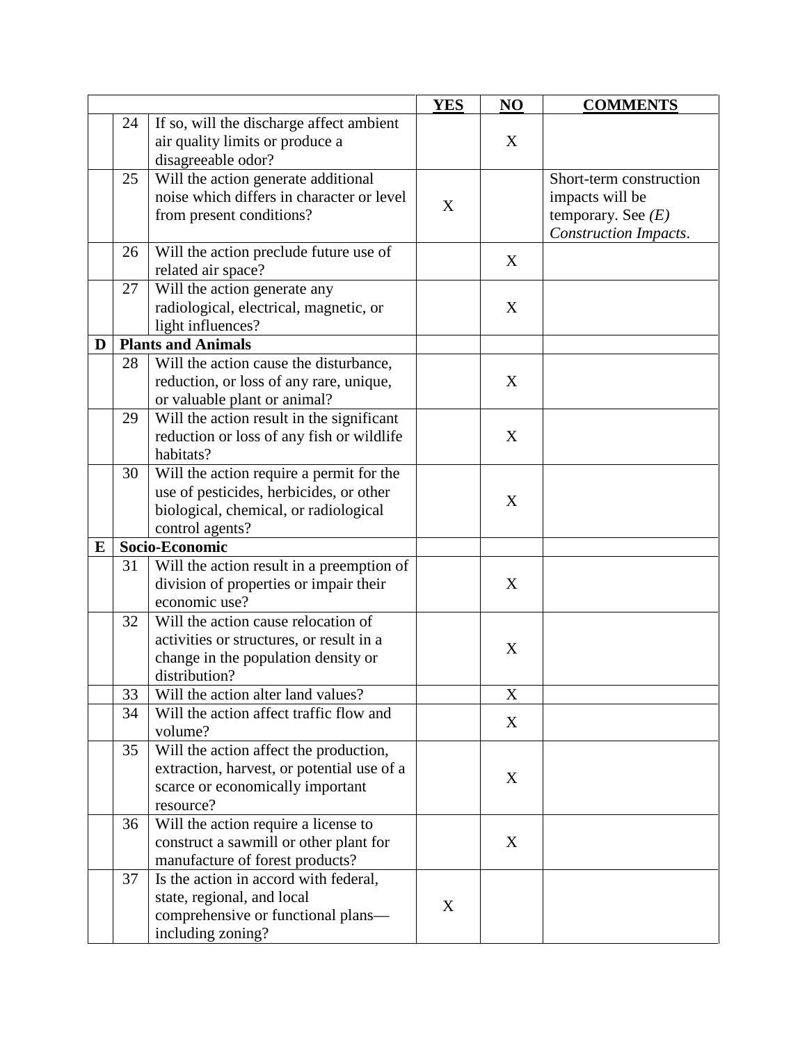| | | | YES | NO | COMMENTS |
|---|---|---|---|---|---|
| | 24 | If so, will the discharge affect ambient air quality limits or produce a disagreeable odor? | | X | |
| | 25 | Will the action generate additional noise which differs in character or level from present conditions? | X | | Short-term construction impacts will be temporary. See *(E) Construction Impacts*. |
| | 26 | Will the action preclude future use of related air space? | | X | |
| | 27 | Will the action generate any radiological, electrical, magnetic, or light influences? | | X | |
| **D** | **Plants and Animals** | | | | |
| | 28 | Will the action cause the disturbance, reduction, or loss of any rare, unique, or valuable plant or animal? | | X | |
| | 29 | Will the action result in the significant reduction or loss of any fish or wildlife habitats? | | X | |
| | 30 | Will the action require a permit for the use of pesticides, herbicides, or other biological, chemical, or radiological control agents? | | X | |
| **E** | **Socio-Economic** | | | | |
| | 31 | Will the action result in a preemption of division of properties or impair their economic use? | | X | |
| | 32 | Will the action cause relocation of activities or structures, or result in a change in the population density or distribution? | | X | |
| | 33 | Will the action alter land values? | | X | |
| | 34 | Will the action affect traffic flow and volume? | | X | |
| | 35 | Will the action affect the production, extraction, harvest, or potential use of a scarce or economically important resource? | | X | |
| | 36 | Will the action require a license to construct a sawmill or other plant for manufacture of forest products? | | X | |
| | 37 | Is the action in accord with federal, state, regional, and local comprehensive or functional plans—including zoning? | X | | |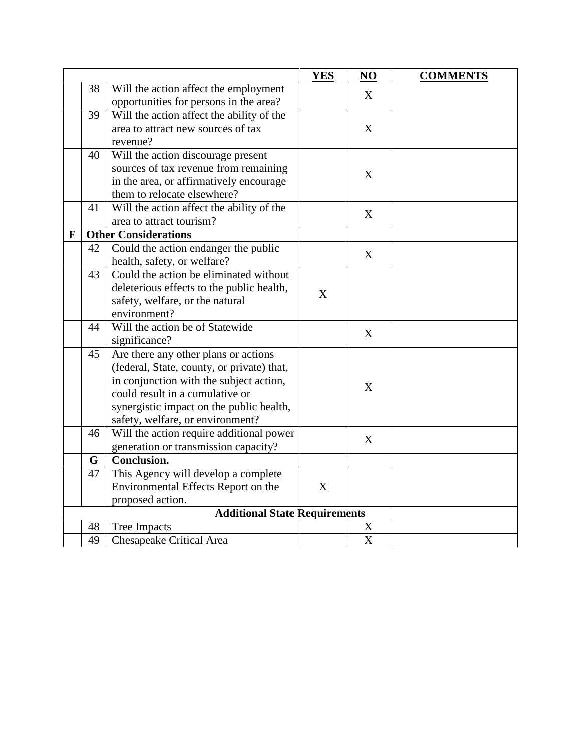| | | | YES | NO | COMMENTS |
|---|---|---|---|---|---|
| | 38 | Will the action affect the employment opportunities for persons in the area? | | X | |
| | 39 | Will the action affect the ability of the area to attract new sources of tax revenue? | | X | |
| | 40 | Will the action discourage present sources of tax revenue from remaining in the area, or affirmatively encourage them to relocate elsewhere? | | X | |
| | 41 | Will the action affect the ability of the area to attract tourism? | | X | |
| **F** | **Other Considerations** | | | | |
| | 42 | Could the action endanger the public health, safety, or welfare? | | X | |
| | 43 | Could the action be eliminated without deleterious effects to the public health, safety, welfare, or the natural environment? | X | | |
| | 44 | Will the action be of Statewide significance? | | X | |
| | 45 | Are there any other plans or actions (federal, State, county, or private) that, in conjunction with the subject action, could result in a cumulative or synergistic impact on the public health, safety, welfare, or environment? | | X | |
| | 46 | Will the action require additional power generation or transmission capacity? | | X | |
| | **G** | **Conclusion.** | | | |
| | 47 | This Agency will develop a complete Environmental Effects Report on the proposed action. | X | | |
| **Additional State Requirements** | | | | | |
| | 48 | Tree Impacts | | X | |
| | 49 | Chesapeake Critical Area | | X | |